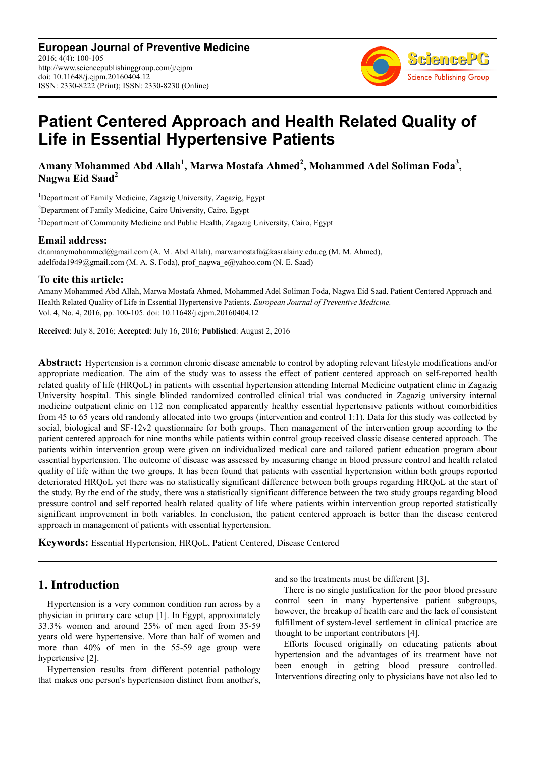**European Journal of Preventive Medicine**
2016; 4(4): 100-105
http://www.sciencepublishinggroup.com/j/ejpm
doi: 10.11648/j.ejpm.20160404.12
ISSN: 2330-8222 (Print); ISSN: 2330-8230 (Online)

# Patient Centered Approach and Health Related Quality of Life in Essential Hypertensive Patients

**Amany Mohammed Abd Allah[1], Marwa Mostafa Ahmed[2], Mohammed Adel Soliman Foda[3], Nagwa Eid Saad[2]**

[1]Department of Family Medicine, Zagazig University, Zagazig, Egypt

[2]Department of Family Medicine, Cairo University, Cairo, Egypt

[3]Department of Community Medicine and Public Health, Zagazig University, Cairo, Egypt

### Email address:

dr.amanymohammed@gmail.com (A. M. Abd Allah), marwamostafa@kasralainy.edu.eg (M. M. Ahmed), adelfoda1949@gmail.com (M. A. S. Foda), prof_nagwa_e@yahoo.com (N. E. Saad)

### To cite this article:

Amany Mohammed Abd Allah, Marwa Mostafa Ahmed, Mohammed Adel Soliman Foda, Nagwa Eid Saad. Patient Centered Approach and Health Related Quality of Life in Essential Hypertensive Patients. *European Journal of Preventive Medicine.* Vol. 4, No. 4, 2016, pp. 100-105. doi: 10.11648/j.ejpm.20160404.12

**Received**: July 8, 2016; **Accepted**: July 16, 2016; **Published**: August 2, 2016

---

**Abstract:** Hypertension is a common chronic disease amenable to control by adopting relevant lifestyle modifications and/or appropriate medication. The aim of the study was to assess the effect of patient centered approach on self-reported health related quality of life (HRQoL) in patients with essential hypertension attending Internal Medicine outpatient clinic in Zagazig University hospital. This single blinded randomized controlled clinical trial was conducted in Zagazig university internal medicine outpatient clinic on 112 non complicated apparently healthy essential hypertensive patients without comorbidities from 45 to 65 years old randomly allocated into two groups (intervention and control 1:1). Data for this study was collected by social, biological and SF-12v2 questionnaire for both groups. Then management of the intervention group according to the patient centered approach for nine months while patients within control group received classic disease centered approach. The patients within intervention group were given an individualized medical care and tailored patient education program about essential hypertension. The outcome of disease was assessed by measuring change in blood pressure control and health related quality of life within the two groups. It has been found that patients with essential hypertension within both groups reported deteriorated HRQoL yet there was no statistically significant difference between both groups regarding HRQoL at the start of the study. By the end of the study, there was a statistically significant difference between the two study groups regarding blood pressure control and self reported health related quality of life where patients within intervention group reported statistically significant improvement in both variables. In conclusion, the patient centered approach is better than the disease centered approach in management of patients with essential hypertension.

**Keywords:** Essential Hypertension, HRQoL, Patient Centered, Disease Centered

---

## 1. Introduction

Hypertension is a very common condition run across by a physician in primary care setup [1]. In Egypt, approximately 33.3% women and around 25% of men aged from 35-59 years old were hypertensive. More than half of women and more than 40% of men in the 55-59 age group were hypertensive [2].

Hypertension results from different potential pathology that makes one person's hypertension distinct from another's, and so the treatments must be different [3].

There is no single justification for the poor blood pressure control seen in many hypertensive patient subgroups, however, the breakup of health care and the lack of consistent fulfillment of system-level settlement in clinical practice are thought to be important contributors [4].

Efforts focused originally on educating patients about hypertension and the advantages of its treatment have not been enough in getting blood pressure controlled. Interventions directing only to physicians have not also led to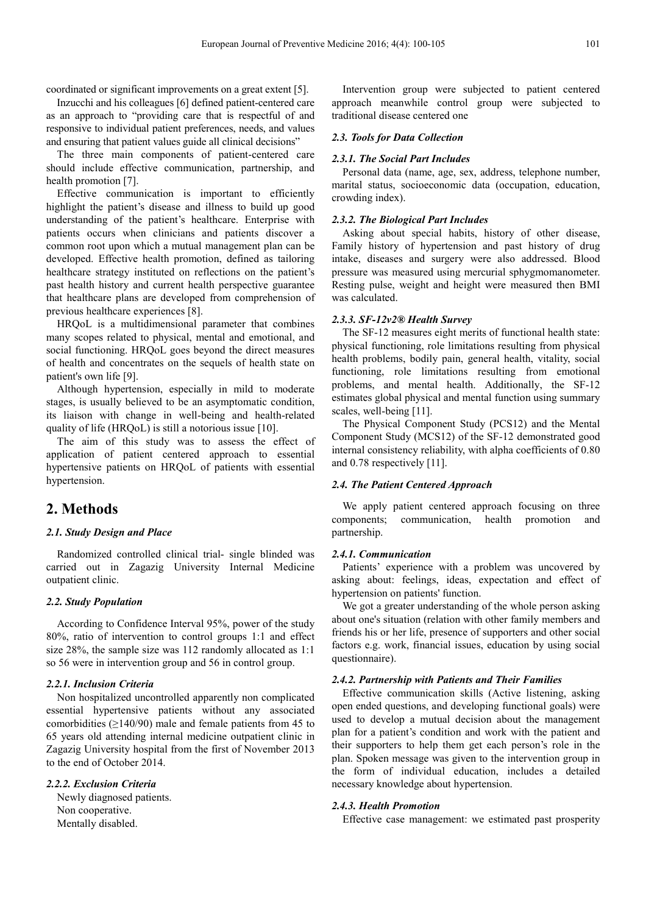coordinated or significant improvements on a great extent [5].

Inzucchi and his colleagues [6] defined patient-centered care as an approach to "providing care that is respectful of and responsive to individual patient preferences, needs, and values and ensuring that patient values guide all clinical decisions"

The three main components of patient-centered care should include effective communication, partnership, and health promotion [7].

Effective communication is important to efficiently highlight the patient's disease and illness to build up good understanding of the patient's healthcare. Enterprise with patients occurs when clinicians and patients discover a common root upon which a mutual management plan can be developed. Effective health promotion, defined as tailoring healthcare strategy instituted on reflections on the patient's past health history and current health perspective guarantee that healthcare plans are developed from comprehension of previous healthcare experiences [8].

HRQoL is a multidimensional parameter that combines many scopes related to physical, mental and emotional, and social functioning. HRQoL goes beyond the direct measures of health and concentrates on the sequels of health state on patient's own life [9].

Although hypertension, especially in mild to moderate stages, is usually believed to be an asymptomatic condition, its liaison with change in well-being and health-related quality of life (HRQoL) is still a notorious issue [10].

The aim of this study was to assess the effect of application of patient centered approach to essential hypertensive patients on HRQoL of patients with essential hypertension.

# 2. Methods

### 2.1. Study Design and Place

Randomized controlled clinical trial- single blinded was carried out in Zagazig University Internal Medicine outpatient clinic.

### 2.2. Study Population

According to Confidence Interval 95%, power of the study 80%, ratio of intervention to control groups 1:1 and effect size 28%, the sample size was 112 randomly allocated as 1:1 so 56 were in intervention group and 56 in control group.

#### 2.2.1. Inclusion Criteria

Non hospitalized uncontrolled apparently non complicated essential hypertensive patients without any associated comorbidities (≥140/90) male and female patients from 45 to 65 years old attending internal medicine outpatient clinic in Zagazig University hospital from the first of November 2013 to the end of October 2014.

#### 2.2.2. Exclusion Criteria

Newly diagnosed patients.
Non cooperative.
Mentally disabled.

Intervention group were subjected to patient centered approach meanwhile control group were subjected to traditional disease centered one

### 2.3. Tools for Data Collection

#### 2.3.1. The Social Part Includes

Personal data (name, age, sex, address, telephone number, marital status, socioeconomic data (occupation, education, crowding index).

#### 2.3.2. The Biological Part Includes

Asking about special habits, history of other disease, Family history of hypertension and past history of drug intake, diseases and surgery were also addressed. Blood pressure was measured using mercurial sphygmomanometer. Resting pulse, weight and height were measured then BMI was calculated.

#### 2.3.3. SF-12v2® Health Survey

The SF-12 measures eight merits of functional health state: physical functioning, role limitations resulting from physical health problems, bodily pain, general health, vitality, social functioning, role limitations resulting from emotional problems, and mental health. Additionally, the SF-12 estimates global physical and mental function using summary scales, well-being [11].

The Physical Component Study (PCS12) and the Mental Component Study (MCS12) of the SF-12 demonstrated good internal consistency reliability, with alpha coefficients of 0.80 and 0.78 respectively [11].

### 2.4. The Patient Centered Approach

We apply patient centered approach focusing on three components; communication, health promotion and partnership.

#### 2.4.1. Communication

Patients' experience with a problem was uncovered by asking about: feelings, ideas, expectation and effect of hypertension on patients' function.

We got a greater understanding of the whole person asking about one's situation (relation with other family members and friends his or her life, presence of supporters and other social factors e.g. work, financial issues, education by using social questionnaire).

#### 2.4.2. Partnership with Patients and Their Families

Effective communication skills (Active listening, asking open ended questions, and developing functional goals) were used to develop a mutual decision about the management plan for a patient's condition and work with the patient and their supporters to help them get each person's role in the plan. Spoken message was given to the intervention group in the form of individual education, includes a detailed necessary knowledge about hypertension.

#### 2.4.3. Health Promotion

Effective case management: we estimated past prosperity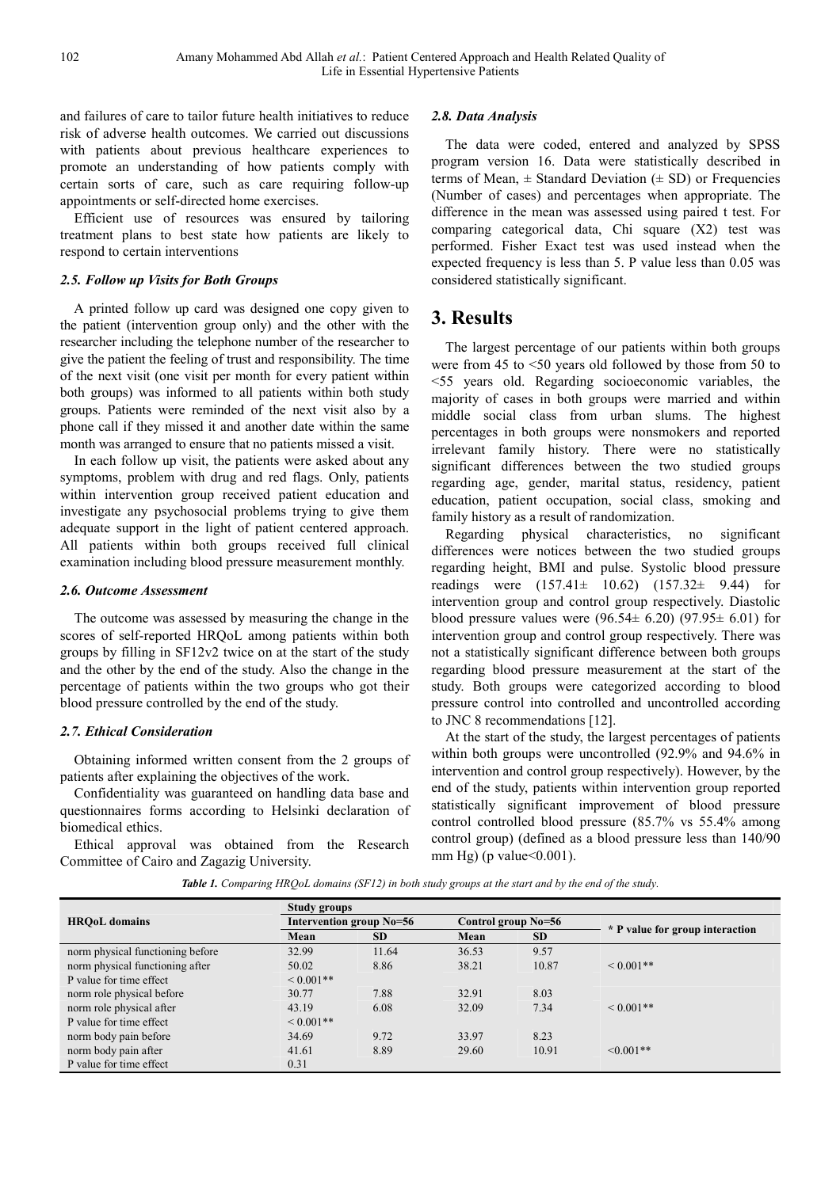and failures of care to tailor future health initiatives to reduce risk of adverse health outcomes. We carried out discussions with patients about previous healthcare experiences to promote an understanding of how patients comply with certain sorts of care, such as care requiring follow-up appointments or self-directed home exercises.

Efficient use of resources was ensured by tailoring treatment plans to best state how patients are likely to respond to certain interventions

### *2.5. Follow up Visits for Both Groups*

A printed follow up card was designed one copy given to the patient (intervention group only) and the other with the researcher including the telephone number of the researcher to give the patient the feeling of trust and responsibility. The time of the next visit (one visit per month for every patient within both groups) was informed to all patients within both study groups. Patients were reminded of the next visit also by a phone call if they missed it and another date within the same month was arranged to ensure that no patients missed a visit.

In each follow up visit, the patients were asked about any symptoms, problem with drug and red flags. Only, patients within intervention group received patient education and investigate any psychosocial problems trying to give them adequate support in the light of patient centered approach. All patients within both groups received full clinical examination including blood pressure measurement monthly.

### *2.6. Outcome Assessment*

The outcome was assessed by measuring the change in the scores of self-reported HRQoL among patients within both groups by filling in SF12v2 twice on at the start of the study and the other by the end of the study. Also the change in the percentage of patients within the two groups who got their blood pressure controlled by the end of the study.

### *2.7. Ethical Consideration*

Obtaining informed written consent from the 2 groups of patients after explaining the objectives of the work.

Confidentiality was guaranteed on handling data base and questionnaires forms according to Helsinki declaration of biomedical ethics.

Ethical approval was obtained from the Research Committee of Cairo and Zagazig University.

### *2.8. Data Analysis*

The data were coded, entered and analyzed by SPSS program version 16. Data were statistically described in terms of Mean, ± Standard Deviation (± SD) or Frequencies (Number of cases) and percentages when appropriate. The difference in the mean was assessed using paired t test. For comparing categorical data, Chi square ($X^2$) test was performed. Fisher Exact test was used instead when the expected frequency is less than 5. P value less than 0.05 was considered statistically significant.

## 3. Results

The largest percentage of our patients within both groups were from 45 to <50 years old followed by those from 50 to <55 years old. Regarding socioeconomic variables, the majority of cases in both groups were married and within middle social class from urban slums. The highest percentages in both groups were nonsmokers and reported irrelevant family history. There were no statistically significant differences between the two studied groups regarding age, gender, marital status, residency, patient education, patient occupation, social class, smoking and family history as a result of randomization.

Regarding physical characteristics, no significant differences were notices between the two studied groups regarding height, BMI and pulse. Systolic blood pressure readings were (157.41± 10.62) (157.32± 9.44) for intervention group and control group respectively. Diastolic blood pressure values were (96.54± 6.20) (97.95± 6.01) for intervention group and control group respectively. There was not a statistically significant difference between both groups regarding blood pressure measurement at the start of the study. Both groups were categorized according to blood pressure control into controlled and uncontrolled according to JNC 8 recommendations [12].

At the start of the study, the largest percentages of patients within both groups were uncontrolled (92.9% and 94.6% in intervention and control group respectively). However, by the end of the study, patients within intervention group reported statistically significant improvement of blood pressure control controlled blood pressure (85.7% vs 55.4% among control group) (defined as a blood pressure less than 140/90 mm Hg) (p value<0.001).

***Table 1.*** *Comparing HRQoL domains (SF12) in both study groups at the start and by the end of the study.*

| HRQoL domains | Study groups | | | | * P value for group interaction |
|---|---|---|---|---|---|
| | Intervention group No=56 | | Control group No=56 | | |
| | Mean | SD | Mean | SD | |
| norm physical functioning before | 32.99 | 11.64 | 36.53 | 9.57 | |
| norm physical functioning after | 50.02 | 8.86 | 38.21 | 10.87 | < 0.001** |
| P value for time effect | < 0.001** | | | | |
| norm role physical before | 30.77 | 7.88 | 32.91 | 8.03 | |
| norm role physical after | 43.19 | 6.08 | 32.09 | 7.34 | < 0.001** |
| P value for time effect | < 0.001** | | | | |
| norm body pain before | 34.69 | 9.72 | 33.97 | 8.23 | |
| norm body pain after | 41.61 | 8.89 | 29.60 | 10.91 | <0.001** |
| P value for time effect | 0.31 | | | | |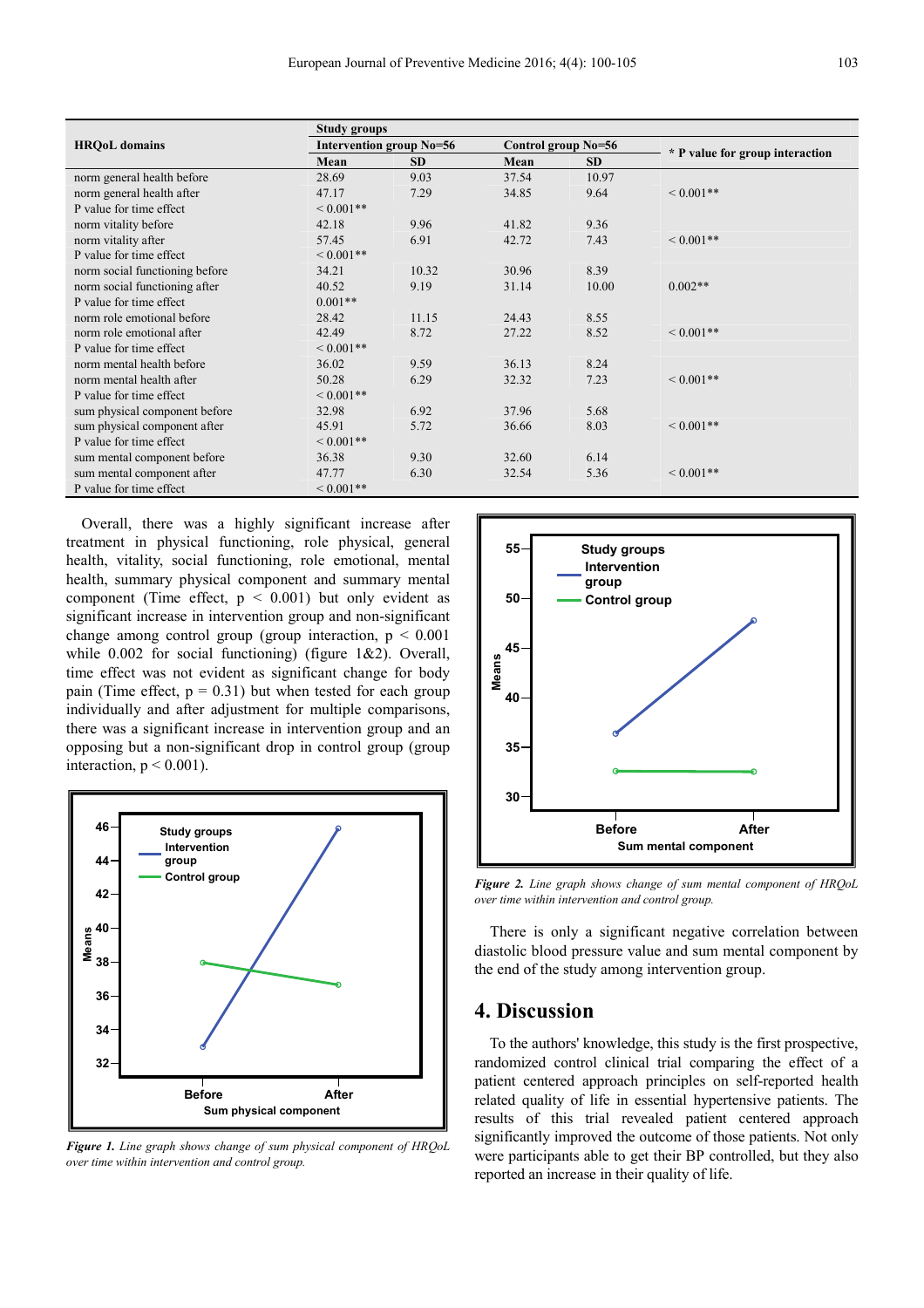| HRQoL domains | Study groups | | | | * P value for group interaction |
|---|---|---|---|---|---|
| | Intervention group No=56 | | Control group No=56 | | |
| | Mean | SD | Mean | SD | |
| norm general health before | 28.69 | 9.03 | 37.54 | 10.97 | |
| norm general health after | 47.17 | 7.29 | 34.85 | 9.64 | < 0.001** |
| P value for time effect | < 0.001** | | | | |
| norm vitality before | 42.18 | 9.96 | 41.82 | 9.36 | |
| norm vitality after | 57.45 | 6.91 | 42.72 | 7.43 | < 0.001** |
| P value for time effect | < 0.001** | | | | |
| norm social functioning before | 34.21 | 10.32 | 30.96 | 8.39 | |
| norm social functioning after | 40.52 | 9.19 | 31.14 | 10.00 | 0.002** |
| P value for time effect | 0.001** | | | | |
| norm role emotional before | 28.42 | 11.15 | 24.43 | 8.55 | |
| norm role emotional after | 42.49 | 8.72 | 27.22 | 8.52 | < 0.001** |
| P value for time effect | < 0.001** | | | | |
| norm mental health before | 36.02 | 9.59 | 36.13 | 8.24 | |
| norm mental health after | 50.28 | 6.29 | 32.32 | 7.23 | < 0.001** |
| P value for time effect | < 0.001** | | | | |
| sum physical component before | 32.98 | 6.92 | 37.96 | 5.68 | |
| sum physical component after | 45.91 | 5.72 | 36.66 | 8.03 | < 0.001** |
| P value for time effect | < 0.001** | | | | |
| sum mental component before | 36.38 | 9.30 | 32.60 | 6.14 | |
| sum mental component after | 47.77 | 6.30 | 32.54 | 5.36 | < 0.001** |
| P value for time effect | < 0.001** | | | | |

Overall, there was a highly significant increase after treatment in physical functioning, role physical, general health, vitality, social functioning, role emotional, mental health, summary physical component and summary mental component (Time effect, $p < 0.001$) but only evident as significant increase in intervention group and non-significant change among control group (group interaction, $p < 0.001$ while 0.002 for social functioning) (figure 1&2). Overall, time effect was not evident as significant change for body pain (Time effect, $p = 0.31$) but when tested for each group individually and after adjustment for multiple comparisons, there was a significant increase in intervention group and an opposing but a non-significant drop in control group (group interaction, $p < 0.001$).

*Figure 1. Line graph shows change of sum physical component of HRQoL over time within intervention and control group.*

*Figure 2. Line graph shows change of sum mental component of HRQoL over time within intervention and control group.*

There is only a significant negative correlation between diastolic blood pressure value and sum mental component by the end of the study among intervention group.

## 4. Discussion

To the authors' knowledge, this study is the first prospective, randomized control clinical trial comparing the effect of a patient centered approach principles on self-reported health related quality of life in essential hypertensive patients. The results of this trial revealed patient centered approach significantly improved the outcome of those patients. Not only were participants able to get their BP controlled, but they also reported an increase in their quality of life.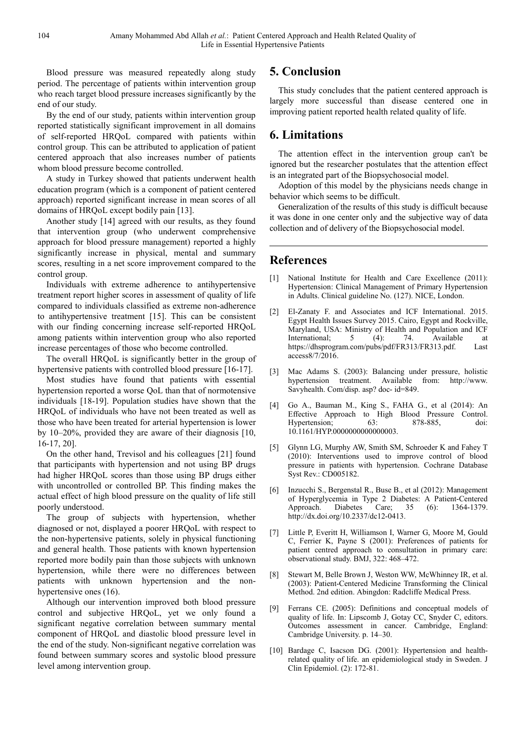Blood pressure was measured repeatedly along study period. The percentage of patients within intervention group who reach target blood pressure increases significantly by the end of our study.

By the end of our study, patients within intervention group reported statistically significant improvement in all domains of self-reported HRQoL compared with patients within control group. This can be attributed to application of patient centered approach that also increases number of patients whom blood pressure become controlled.

A study in Turkey showed that patients underwent health education program (which is a component of patient centered approach) reported significant increase in mean scores of all domains of HRQoL except bodily pain [13].

Another study [14] agreed with our results, as they found that intervention group (who underwent comprehensive approach for blood pressure management) reported a highly significantly increase in physical, mental and summary scores, resulting in a net score improvement compared to the control group.

Individuals with extreme adherence to antihypertensive treatment report higher scores in assessment of quality of life compared to individuals classified as extreme non-adherence to antihypertensive treatment [15]. This can be consistent with our finding concerning increase self-reported HRQoL among patients within intervention group who also reported increase percentages of those who become controlled.

The overall HRQoL is significantly better in the group of hypertensive patients with controlled blood pressure [16-17].

Most studies have found that patients with essential hypertension reported a worse QoL than that of normotensive individuals [18-19]. Population studies have shown that the HRQoL of individuals who have not been treated as well as those who have been treated for arterial hypertension is lower by 10–20%, provided they are aware of their diagnosis [10, 16-17, 20].

On the other hand, Trevisol and his colleagues [21] found that participants with hypertension and not using BP drugs had higher HRQoL scores than those using BP drugs either with uncontrolled or controlled BP. This finding makes the actual effect of high blood pressure on the quality of life still poorly understood.

The group of subjects with hypertension, whether diagnosed or not, displayed a poorer HRQoL with respect to the non-hypertensive patients, solely in physical functioning and general health. Those patients with known hypertension reported more bodily pain than those subjects with unknown hypertension, while there were no differences between patients with unknown hypertension and the non-hypertensive ones (16).

Although our intervention improved both blood pressure control and subjective HRQoL, yet we only found a significant negative correlation between summary mental component of HRQoL and diastolic blood pressure level in the end of the study. Non-significant negative correlation was found between summary scores and systolic blood pressure level among intervention group.

# 5. Conclusion

This study concludes that the patient centered approach is largely more successful than disease centered one in improving patient reported health related quality of life.

# 6. Limitations

The attention effect in the intervention group can't be ignored but the researcher postulates that the attention effect is an integrated part of the Biopsychosocial model.

Adoption of this model by the physicians needs change in behavior which seems to be difficult.

Generalization of the results of this study is difficult because it was done in one center only and the subjective way of data collection and of delivery of the Biopsychosocial model.

# References

[1] National Institute for Health and Care Excellence (2011): Hypertension: Clinical Management of Primary Hypertension in Adults. Clinical guideline No. (127). NICE, London.

[2] El-Zanaty F. and Associates and ICF International. 2015. Egypt Health Issues Survey 2015. Cairo, Egypt and Rockville, Maryland, USA: Ministry of Health and Population and ICF International; 5 (4): 74. Available at https://dhsprogram.com/pubs/pdf/FR313/FR313.pdf. Last access8/7/2016.

[3] Mac Adams S. (2003): Balancing under pressure, holistic hypertension treatment. Available from: http://www. Savyhealth. Com/disp. asp? doc- id=849.

[4] Go A., Bauman M., King S., FAHA G., et al (2014): An Effective Approach to High Blood Pressure Control. Hypertension; 63: 878-885, doi: 10.1161/HYP.0000000000000003.

[5] Glynn LG, Murphy AW, Smith SM, Schroeder K and Fahey T (2010): Interventions used to improve control of blood pressure in patients with hypertension. Cochrane Database Syst Rev.: CD005182.

[6] Inzucchi S., Bergenstal R., Buse B., et al (2012): Management of Hyperglycemia in Type 2 Diabetes: A Patient-Centered Approach. Diabetes Care; 35 (6): 1364-1379. http://dx.doi.org/10.2337/dc12-0413.

[7] Little P, Everitt H, Williamson I, Warner G, Moore M, Gould C, Ferrier K, Payne S (2001): Preferences of patients for patient centred approach to consultation in primary care: observational study. BMJ, 322: 468–472.

[8] Stewart M, Belle Brown J, Weston WW, McWhinney IR, et al. (2003): Patient-Centered Medicine Transforming the Clinical Method. 2nd edition. Abingdon: Radcliffe Medical Press.

[9] Ferrans CE. (2005): Definitions and conceptual models of quality of life. In: Lipscomb J, Gotay CC, Snyder C, editors. Outcomes assessment in cancer. Cambridge, England: Cambridge University. p. 14–30.

[10] Bardage C, Isacson DG. (2001): Hypertension and health-related quality of life. an epidemiological study in Sweden. J Clin Epidemiol. (2): 172-81.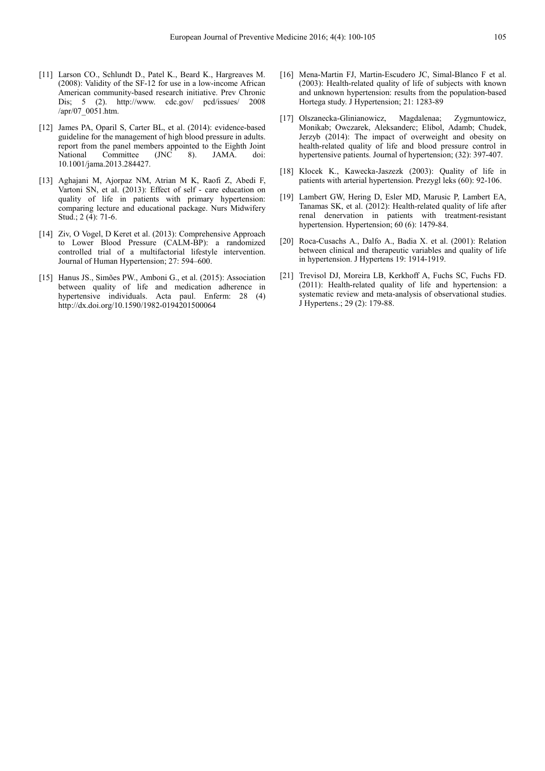[11] Larson CO., Schlundt D., Patel K., Beard K., Hargreaves M. (2008): Validity of the SF-12 for use in a low-income African American community-based research initiative. Prev Chronic Dis; 5 (2). http://www. cdc.gov/ pcd/issues/ 2008 /apr/07_0051.htm.

[12] James PA, Oparil S, Carter BL, et al. (2014): evidence-based guideline for the management of high blood pressure in adults. report from the panel members appointed to the Eighth Joint National Committee (JNC 8). JAMA. doi: 10.1001/jama.2013.284427.

[13] Aghajani M, Ajorpaz NM, Atrian M K, Raofi Z, Abedi F, Vartoni SN, et al. (2013): Effect of self - care education on quality of life in patients with primary hypertension: comparing lecture and educational package. Nurs Midwifery Stud.; 2 (4): 71-6.

[14] Ziv, O Vogel, D Keret et al. (2013): Comprehensive Approach to Lower Blood Pressure (CALM-BP): a randomized controlled trial of a multifactorial lifestyle intervention. Journal of Human Hypertension; 27: 594–600.

[15] Hanus JS., Simões PW., Amboni G., et al. (2015): Association between quality of life and medication adherence in hypertensive individuals. Acta paul. Enferm: 28 (4) http://dx.doi.org/10.1590/1982-0194201500064

[16] Mena-Martin FJ, Martin-Escudero JC, Simal-Blanco F et al. (2003): Health-related quality of life of subjects with known and unknown hypertension: results from the population-based Hortega study. J Hypertension; 21: 1283-89

[17] Olszanecka-Glinianowicz, Magdalenaa; Zygmuntowicz, Monikab; Owczarek, Aleksanderc; Elibol, Adamb; Chudek, Jerzyb (2014): The impact of overweight and obesity on health-related quality of life and blood pressure control in hypertensive patients. Journal of hypertension; (32): 397-407.

[18] Klocek K., Kawecka-Jaszezk (2003): Quality of life in patients with arterial hypertension. Prezygl leks (60): 92-106.

[19] Lambert GW, Hering D, Esler MD, Marusic P, Lambert EA, Tanamas SK, et al. (2012): Health-related quality of life after renal denervation in patients with treatment-resistant hypertension. Hypertension; 60 (6): 1479-84.

[20] Roca-Cusachs A., Dalfo A., Badia X. et al. (2001): Relation between clinical and therapeutic variables and quality of life in hypertension. J Hypertens 19: 1914-1919.

[21] Trevisol DJ, Moreira LB, Kerkhoff A, Fuchs SC, Fuchs FD. (2011): Health-related quality of life and hypertension: a systematic review and meta-analysis of observational studies. J Hypertens.; 29 (2): 179-88.